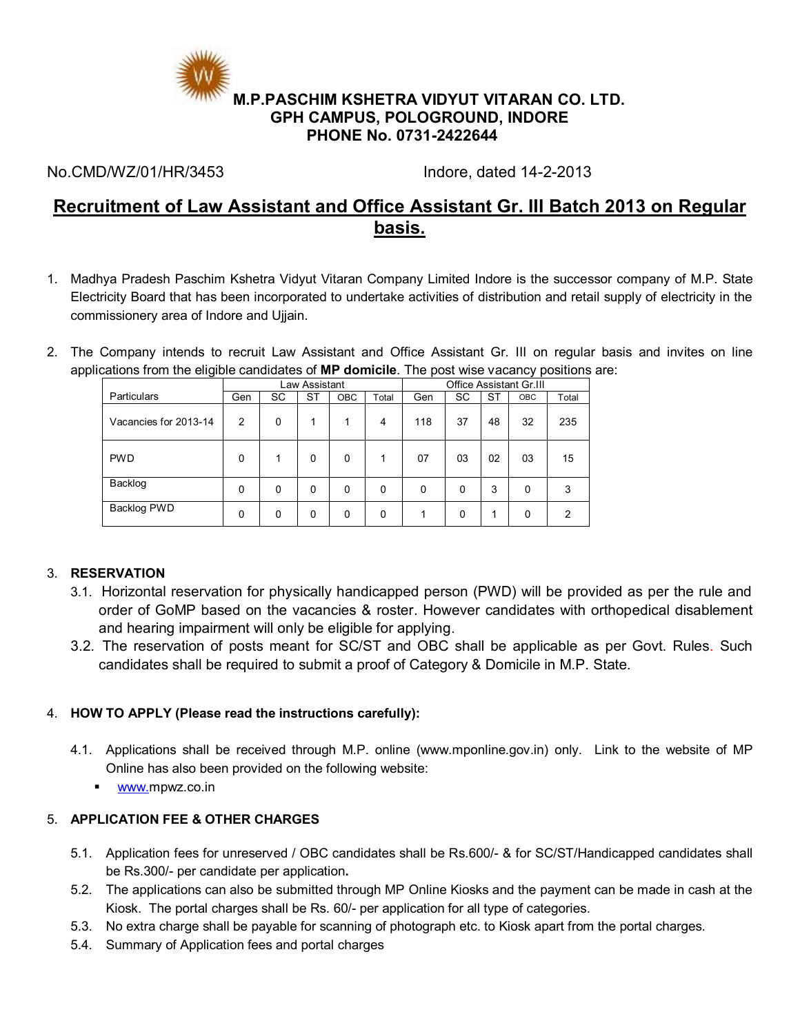**M.P.PASCHIM KSHETRA VIDYUT VITARAN CO. LTD.**
**GPH CAMPUS, POLOGROUND, INDORE**
**PHONE No. 0731-2422644**

No.CMD/WZ/01/HR/3453 Indore, dated 14-2-2013

# Recruitment of Law Assistant and Office Assistant Gr. III Batch 2013 on Regular basis.

1. Madhya Pradesh Paschim Kshetra Vidyut Vitaran Company Limited Indore is the successor company of M.P. State Electricity Board that has been incorporated to undertake activities of distribution and retail supply of electricity in the commissionery area of Indore and Ujjain.

2. The Company intends to recruit Law Assistant and Office Assistant Gr. III on regular basis and invites on line applications from the eligible candidates of **MP domicile**. The post wise vacancy positions are:

| Particulars | Law Assistant | | | | | Office Assistant Gr.III | | | | |
|---|---|---|---|---|---|---|---|---|---|---|
| | Gen | SC | ST | OBC | Total | Gen | SC | ST | OBC | Total |
| Vacancies for 2013-14 | 2 | 0 | 1 | 1 | 4 | 118 | 37 | 48 | 32 | 235 |
| PWD | 0 | 1 | 0 | 0 | 1 | 07 | 03 | 02 | 03 | 15 |
| Backlog | 0 | 0 | 0 | 0 | 0 | 0 | 0 | 3 | 0 | 3 |
| Backlog PWD | 0 | 0 | 0 | 0 | 0 | 1 | 0 | 1 | 0 | 2 |

3. **RESERVATION**
   - 3.1. Horizontal reservation for physically handicapped person (PWD) will be provided as per the rule and order of GoMP based on the vacancies & roster. However candidates with orthopedical disablement and hearing impairment will only be eligible for applying.
   - 3.2. The reservation of posts meant for SC/ST and OBC shall be applicable as per Govt. Rules. Such candidates shall be required to submit a proof of Category & Domicile in M.P. State.

4. **HOW TO APPLY (Please read the instructions carefully):**
   - 4.1. Applications shall be received through M.P. online (www.mponline.gov.in) only. Link to the website of MP Online has also been provided on the following website:
     - www.mpwz.co.in

5. **APPLICATION FEE & OTHER CHARGES**
   - 5.1. Application fees for unreserved / OBC candidates shall be Rs.600/- & for SC/ST/Handicapped candidates shall be Rs.300/- per candidate per application**.**
   - 5.2. The applications can also be submitted through MP Online Kiosks and the payment can be made in cash at the Kiosk. The portal charges shall be Rs. 60/- per application for all type of categories.
   - 5.3. No extra charge shall be payable for scanning of photograph etc. to Kiosk apart from the portal charges.
   - 5.4. Summary of Application fees and portal charges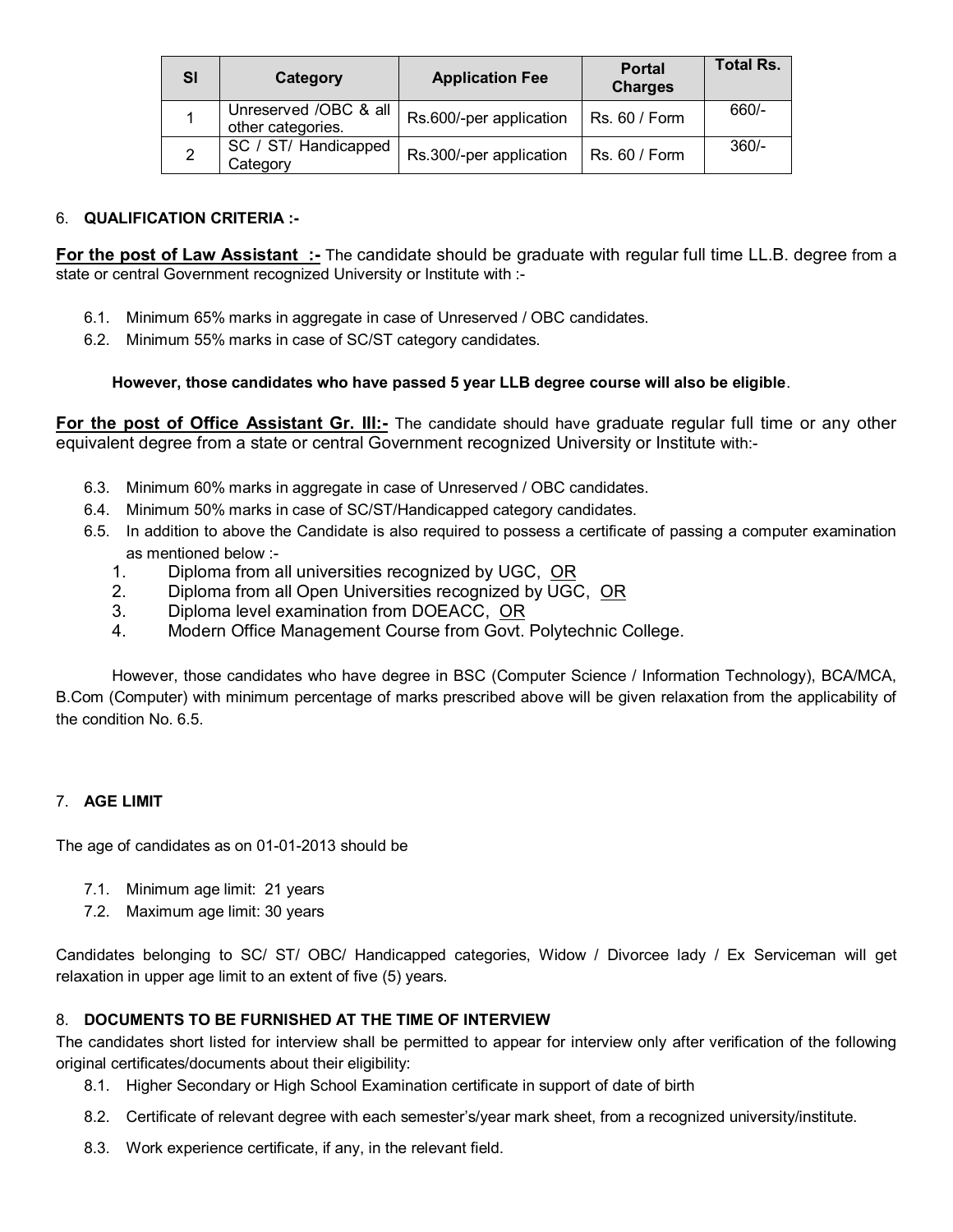| Sl | Category | Application Fee | Portal Charges | Total Rs. |
|---|---|---|---|---|
| 1 | Unreserved /OBC & all other categories. | Rs.600/-per application | Rs. 60 / Form | 660/- |
| 2 | SC / ST/ Handicapped Category | Rs.300/-per application | Rs. 60 / Form | 360/- |

6. **QUALIFICATION CRITERIA :-**

**<u>For the post of Law Assistant :-</u>** The candidate should be graduate with regular full time LL.B. degree from a state or central Government recognized University or Institute with :-

6.1. Minimum 65% marks in aggregate in case of Unreserved / OBC candidates.
6.2. Minimum 55% marks in case of SC/ST category candidates.

**However, those candidates who have passed 5 year LLB degree course will also be eligible**.

**<u>For the post of Office Assistant Gr. III:-</u>** The candidate should have graduate regular full time or any other equivalent degree from a state or central Government recognized University or Institute with:-

6.3. Minimum 60% marks in aggregate in case of Unreserved / OBC candidates.
6.4. Minimum 50% marks in case of SC/ST/Handicapped category candidates.
6.5. In addition to above the Candidate is also required to possess a certificate of passing a computer examination as mentioned below :-
   1. Diploma from all universities recognized by UGC, <u>OR</u>
   2. Diploma from all Open Universities recognized by UGC, <u>OR</u>
   3. Diploma level examination from DOEACC, <u>OR</u>
   4. Modern Office Management Course from Govt. Polytechnic College.

However, those candidates who have degree in BSC (Computer Science / Information Technology), BCA/MCA, B.Com (Computer) with minimum percentage of marks prescribed above will be given relaxation from the applicability of the condition No. 6.5.

7. **AGE LIMIT**

The age of candidates as on 01-01-2013 should be

7.1. Minimum age limit: 21 years
7.2. Maximum age limit: 30 years

Candidates belonging to SC/ ST/ OBC/ Handicapped categories, Widow / Divorcee lady / Ex Serviceman will get relaxation in upper age limit to an extent of five (5) years.

8. **DOCUMENTS TO BE FURNISHED AT THE TIME OF INTERVIEW**

The candidates short listed for interview shall be permitted to appear for interview only after verification of the following original certificates/documents about their eligibility:

8.1. Higher Secondary or High School Examination certificate in support of date of birth
8.2. Certificate of relevant degree with each semester's/year mark sheet, from a recognized university/institute.
8.3. Work experience certificate, if any, in the relevant field.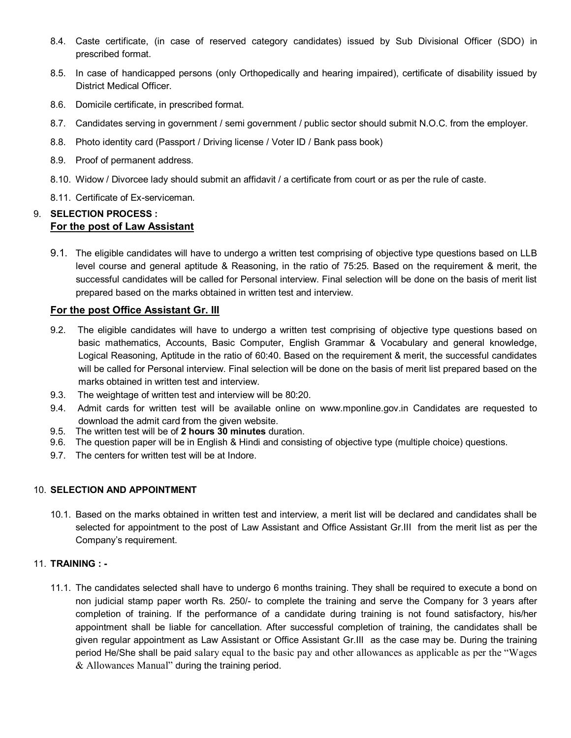8.4. Caste certificate, (in case of reserved category candidates) issued by Sub Divisional Officer (SDO) in prescribed format.

8.5. In case of handicapped persons (only Orthopedically and hearing impaired), certificate of disability issued by District Medical Officer.

8.6. Domicile certificate, in prescribed format.

8.7. Candidates serving in government / semi government / public sector should submit N.O.C. from the employer.

8.8. Photo identity card (Passport / Driving license / Voter ID / Bank pass book)

8.9. Proof of permanent address.

8.10. Widow / Divorcee lady should submit an affidavit / a certificate from court or as per the rule of caste.

8.11. Certificate of Ex-serviceman.

## 9. SELECTION PROCESS :

### For the post of Law Assistant

9.1. The eligible candidates will have to undergo a written test comprising of objective type questions based on LLB level course and general aptitude & Reasoning, in the ratio of 75:25. Based on the requirement & merit, the successful candidates will be called for Personal interview. Final selection will be done on the basis of merit list prepared based on the marks obtained in written test and interview.

### For the post Office Assistant Gr. III

9.2. The eligible candidates will have to undergo a written test comprising of objective type questions based on basic mathematics, Accounts, Basic Computer, English Grammar & Vocabulary and general knowledge, Logical Reasoning, Aptitude in the ratio of 60:40. Based on the requirement & merit, the successful candidates will be called for Personal interview. Final selection will be done on the basis of merit list prepared based on the marks obtained in written test and interview.

9.3. The weightage of written test and interview will be 80:20.

9.4. Admit cards for written test will be available online on www.mponline.gov.in Candidates are requested to download the admit card from the given website.

9.5. The written test will be of **2 hours 30 minutes** duration.

9.6. The question paper will be in English & Hindi and consisting of objective type (multiple choice) questions.

9.7. The centers for written test will be at Indore.

## 10. SELECTION AND APPOINTMENT

10.1. Based on the marks obtained in written test and interview, a merit list will be declared and candidates shall be selected for appointment to the post of Law Assistant and Office Assistant Gr.III from the merit list as per the Company's requirement.

## 11. TRAINING : -

11.1. The candidates selected shall have to undergo 6 months training. They shall be required to execute a bond on non judicial stamp paper worth Rs. 250/- to complete the training and serve the Company for 3 years after completion of training. If the performance of a candidate during training is not found satisfactory, his/her appointment shall be liable for cancellation. After successful completion of training, the candidates shall be given regular appointment as Law Assistant or Office Assistant Gr.III as the case may be. During the training period He/She shall be paid salary equal to the basic pay and other allowances as applicable as per the "Wages & Allowances Manual" during the training period.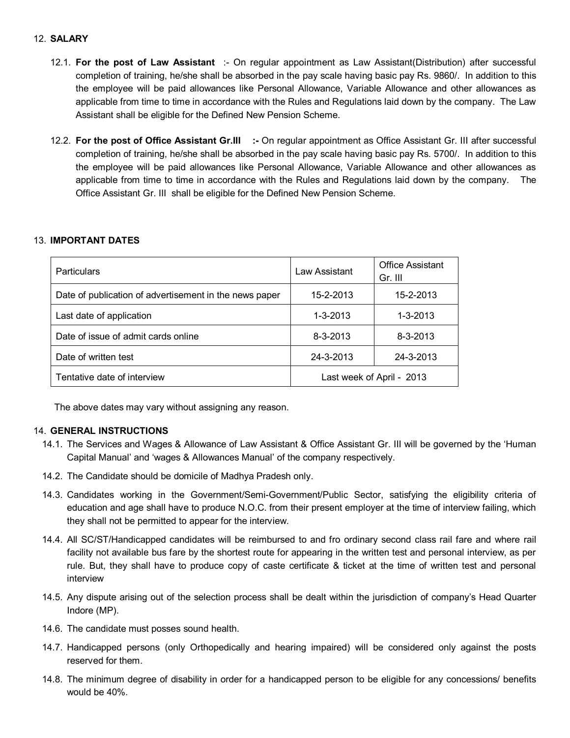12. **SALARY**

12.1. **For the post of Law Assistant** :- On regular appointment as Law Assistant(Distribution) after successful completion of training, he/she shall be absorbed in the pay scale having basic pay Rs. 9860/. In addition to this the employee will be paid allowances like Personal Allowance, Variable Allowance and other allowances as applicable from time to time in accordance with the Rules and Regulations laid down by the company. The Law Assistant shall be eligible for the Defined New Pension Scheme.

12.2. **For the post of Office Assistant Gr.III :-** On regular appointment as Office Assistant Gr. III after successful completion of training, he/she shall be absorbed in the pay scale having basic pay Rs. 5700/. In addition to this the employee will be paid allowances like Personal Allowance, Variable Allowance and other allowances as applicable from time to time in accordance with the Rules and Regulations laid down by the company. The Office Assistant Gr. III shall be eligible for the Defined New Pension Scheme.

13. **IMPORTANT DATES**

| Particulars | Law Assistant | Office Assistant Gr. III |
|---|---|---|
| Date of publication of advertisement in the news paper | 15-2-2013 | 15-2-2013 |
| Last date of application | 1-3-2013 | 1-3-2013 |
| Date of issue of admit cards online | 8-3-2013 | 8-3-2013 |
| Date of written test | 24-3-2013 | 24-3-2013 |
| Tentative date of interview | Last week of April - 2013 | |

The above dates may vary without assigning any reason.

14. **GENERAL INSTRUCTIONS**

14.1. The Services and Wages & Allowance of Law Assistant & Office Assistant Gr. III will be governed by the 'Human Capital Manual' and 'wages & Allowances Manual' of the company respectively.

14.2. The Candidate should be domicile of Madhya Pradesh only.

14.3. Candidates working in the Government/Semi-Government/Public Sector, satisfying the eligibility criteria of education and age shall have to produce N.O.C. from their present employer at the time of interview failing, which they shall not be permitted to appear for the interview.

14.4. All SC/ST/Handicapped candidates will be reimbursed to and fro ordinary second class rail fare and where rail facility not available bus fare by the shortest route for appearing in the written test and personal interview, as per rule. But, they shall have to produce copy of caste certificate & ticket at the time of written test and personal interview

14.5. Any dispute arising out of the selection process shall be dealt within the jurisdiction of company's Head Quarter Indore (MP).

14.6. The candidate must posses sound health.

14.7. Handicapped persons (only Orthopedically and hearing impaired) will be considered only against the posts reserved for them.

14.8. The minimum degree of disability in order for a handicapped person to be eligible for any concessions/ benefits would be 40%.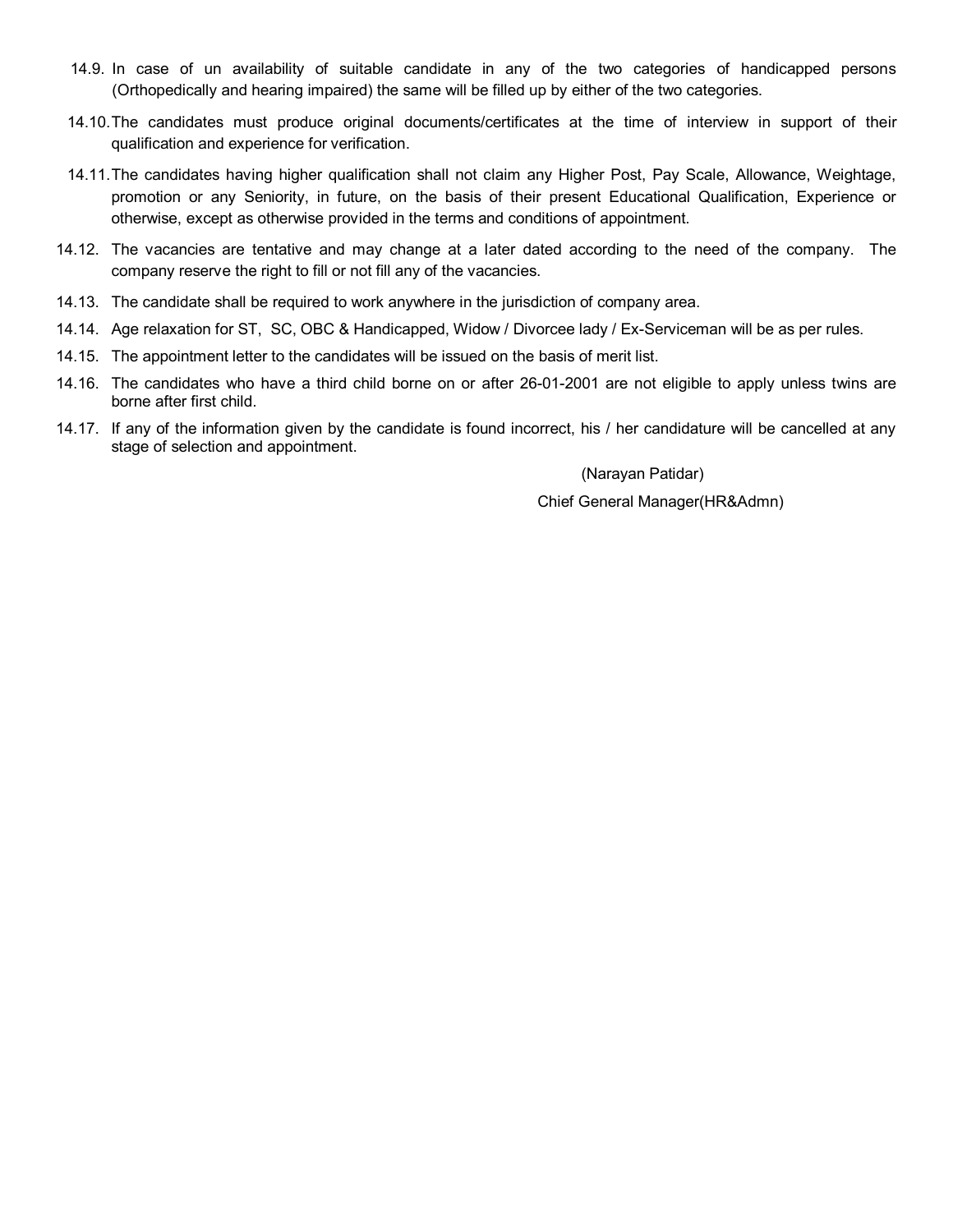14.9. In case of un availability of suitable candidate in any of the two categories of handicapped persons (Orthopedically and hearing impaired) the same will be filled up by either of the two categories.

14.10. The candidates must produce original documents/certificates at the time of interview in support of their qualification and experience for verification.

14.11. The candidates having higher qualification shall not claim any Higher Post, Pay Scale, Allowance, Weightage, promotion or any Seniority, in future, on the basis of their present Educational Qualification, Experience or otherwise, except as otherwise provided in the terms and conditions of appointment.

14.12. The vacancies are tentative and may change at a later dated according to the need of the company. The company reserve the right to fill or not fill any of the vacancies.

14.13. The candidate shall be required to work anywhere in the jurisdiction of company area.

14.14. Age relaxation for ST, SC, OBC & Handicapped, Widow / Divorcee lady / Ex-Serviceman will be as per rules.

14.15. The appointment letter to the candidates will be issued on the basis of merit list.

14.16. The candidates who have a third child borne on or after 26-01-2001 are not eligible to apply unless twins are borne after first child.

14.17. If any of the information given by the candidate is found incorrect, his / her candidature will be cancelled at any stage of selection and appointment.

(Narayan Patidar)

Chief General Manager(HR&Admn)